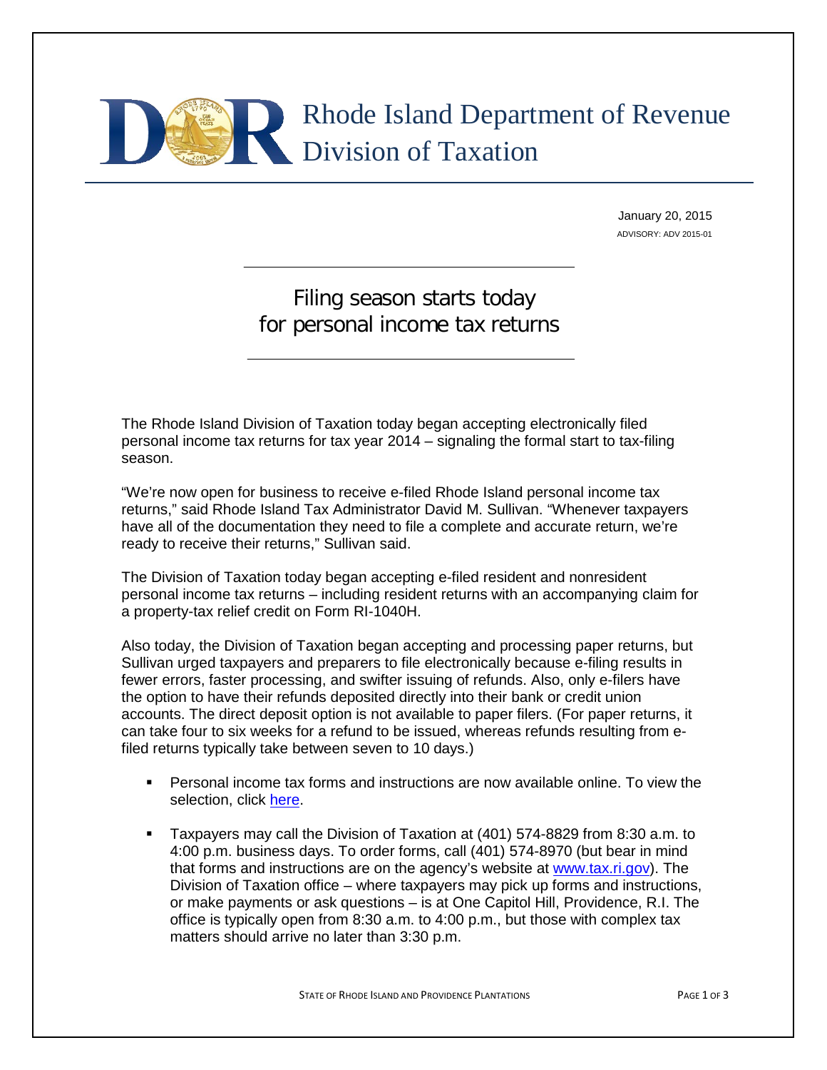# Rhode Island Department of Revenue
# Division of Taxation

January 20, 2015
ADVISORY: ADV 2015-01

## Filing season starts today for personal income tax returns

The Rhode Island Division of Taxation today began accepting electronically filed personal income tax returns for tax year 2014 – signaling the formal start to tax-filing season.

"We're now open for business to receive e-filed Rhode Island personal income tax returns," said Rhode Island Tax Administrator David M. Sullivan. "Whenever taxpayers have all of the documentation they need to file a complete and accurate return, we're ready to receive their returns," Sullivan said.

The Division of Taxation today began accepting e-filed resident and nonresident personal income tax returns – including resident returns with an accompanying claim for a property-tax relief credit on Form RI-1040H.

Also today, the Division of Taxation began accepting and processing paper returns, but Sullivan urged taxpayers and preparers to file electronically because e-filing results in fewer errors, faster processing, and swifter issuing of refunds. Also, only e-filers have the option to have their refunds deposited directly into their bank or credit union accounts. The direct deposit option is not available to paper filers. (For paper returns, it can take four to six weeks for a refund to be issued, whereas refunds resulting from e-filed returns typically take between seven to 10 days.)

- Personal income tax forms and instructions are now available online. To view the selection, click here.
- Taxpayers may call the Division of Taxation at (401) 574-8829 from 8:30 a.m. to 4:00 p.m. business days. To order forms, call (401) 574-8970 (but bear in mind that forms and instructions are on the agency's website at www.tax.ri.gov). The Division of Taxation office – where taxpayers may pick up forms and instructions, or make payments or ask questions – is at One Capitol Hill, Providence, R.I. The office is typically open from 8:30 a.m. to 4:00 p.m., but those with complex tax matters should arrive no later than 3:30 p.m.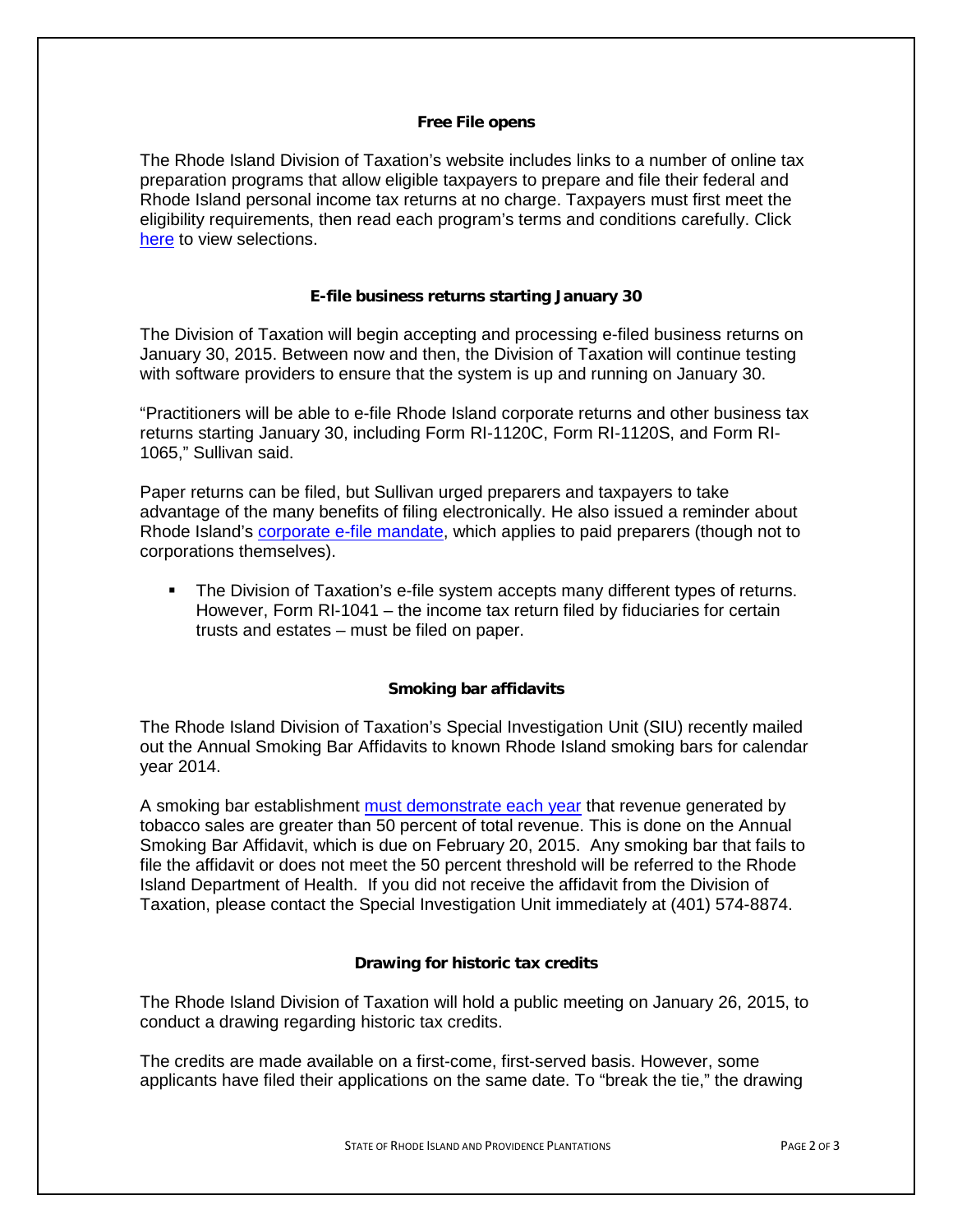### Free File opens

The Rhode Island Division of Taxation's website includes links to a number of online tax preparation programs that allow eligible taxpayers to prepare and file their federal and Rhode Island personal income tax returns at no charge. Taxpayers must first meet the eligibility requirements, then read each program's terms and conditions carefully. Click here to view selections.

### E-file business returns starting January 30

The Division of Taxation will begin accepting and processing e-filed business returns on January 30, 2015. Between now and then, the Division of Taxation will continue testing with software providers to ensure that the system is up and running on January 30.

"Practitioners will be able to e-file Rhode Island corporate returns and other business tax returns starting January 30, including Form RI-1120C, Form RI-1120S, and Form RI-1065," Sullivan said.

Paper returns can be filed, but Sullivan urged preparers and taxpayers to take advantage of the many benefits of filing electronically. He also issued a reminder about Rhode Island's corporate e-file mandate, which applies to paid preparers (though not to corporations themselves).

- The Division of Taxation's e-file system accepts many different types of returns. However, Form RI-1041 – the income tax return filed by fiduciaries for certain trusts and estates – must be filed on paper.

### Smoking bar affidavits

The Rhode Island Division of Taxation's Special Investigation Unit (SIU) recently mailed out the Annual Smoking Bar Affidavits to known Rhode Island smoking bars for calendar year 2014.

A smoking bar establishment must demonstrate each year that revenue generated by tobacco sales are greater than 50 percent of total revenue. This is done on the Annual Smoking Bar Affidavit, which is due on February 20, 2015. Any smoking bar that fails to file the affidavit or does not meet the 50 percent threshold will be referred to the Rhode Island Department of Health. If you did not receive the affidavit from the Division of Taxation, please contact the Special Investigation Unit immediately at (401) 574-8874.

### Drawing for historic tax credits

The Rhode Island Division of Taxation will hold a public meeting on January 26, 2015, to conduct a drawing regarding historic tax credits.

The credits are made available on a first-come, first-served basis. However, some applicants have filed their applications on the same date. To "break the tie," the drawing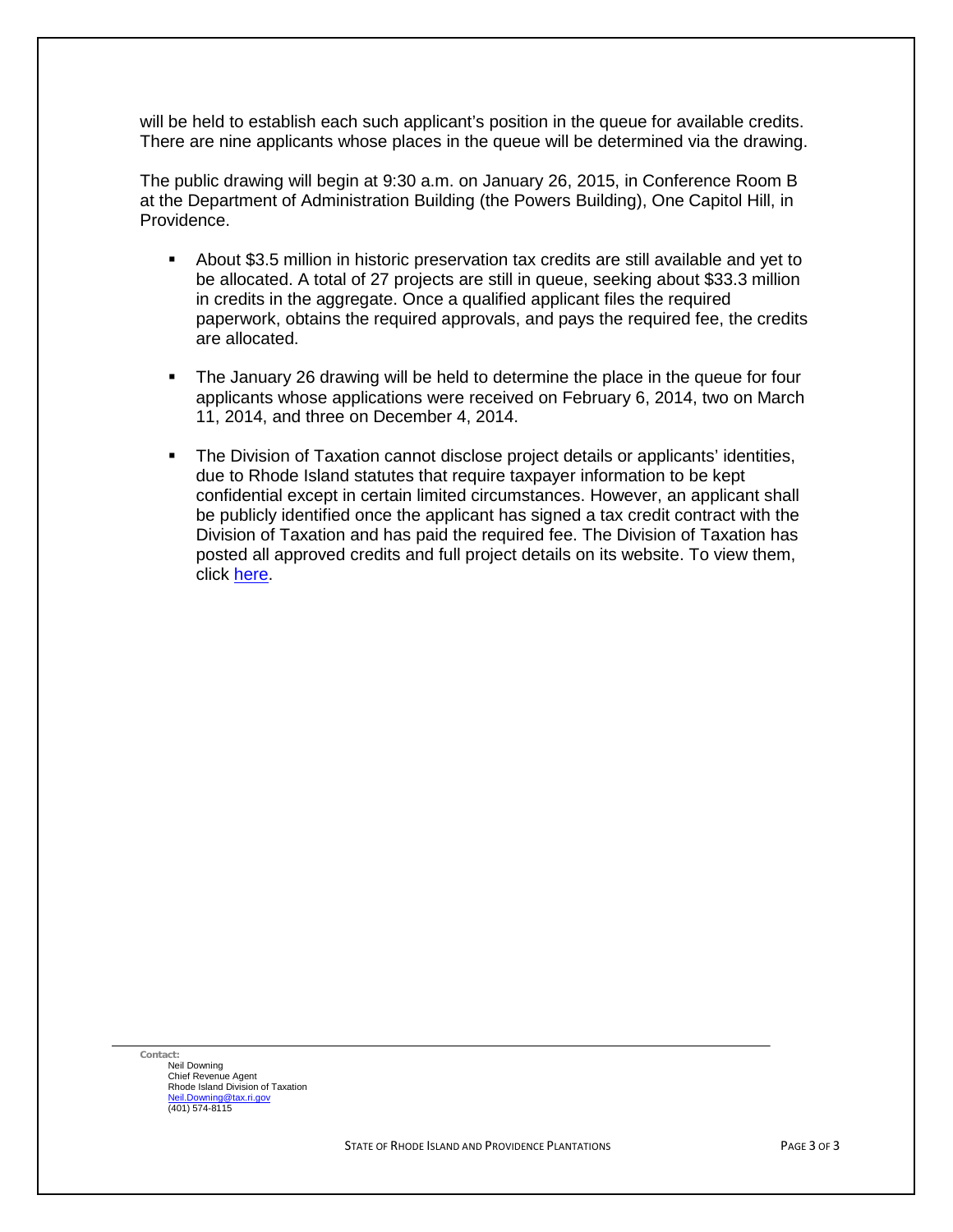will be held to establish each such applicant's position in the queue for available credits. There are nine applicants whose places in the queue will be determined via the drawing.

The public drawing will begin at 9:30 a.m. on January 26, 2015, in Conference Room B at the Department of Administration Building (the Powers Building), One Capitol Hill, in Providence.

- About $3.5 million in historic preservation tax credits are still available and yet to be allocated. A total of 27 projects are still in queue, seeking about $33.3 million in credits in the aggregate. Once a qualified applicant files the required paperwork, obtains the required approvals, and pays the required fee, the credits are allocated.
- The January 26 drawing will be held to determine the place in the queue for four applicants whose applications were received on February 6, 2014, two on March 11, 2014, and three on December 4, 2014.
- The Division of Taxation cannot disclose project details or applicants' identities, due to Rhode Island statutes that require taxpayer information to be kept confidential except in certain limited circumstances. However, an applicant shall be publicly identified once the applicant has signed a tax credit contract with the Division of Taxation and has paid the required fee. The Division of Taxation has posted all approved credits and full project details on its website. To view them, click here.

**Contact:**
Neil Downing
Chief Revenue Agent
Rhode Island Division of Taxation
Neil.Downing@tax.ri.gov
(401) 574-8115